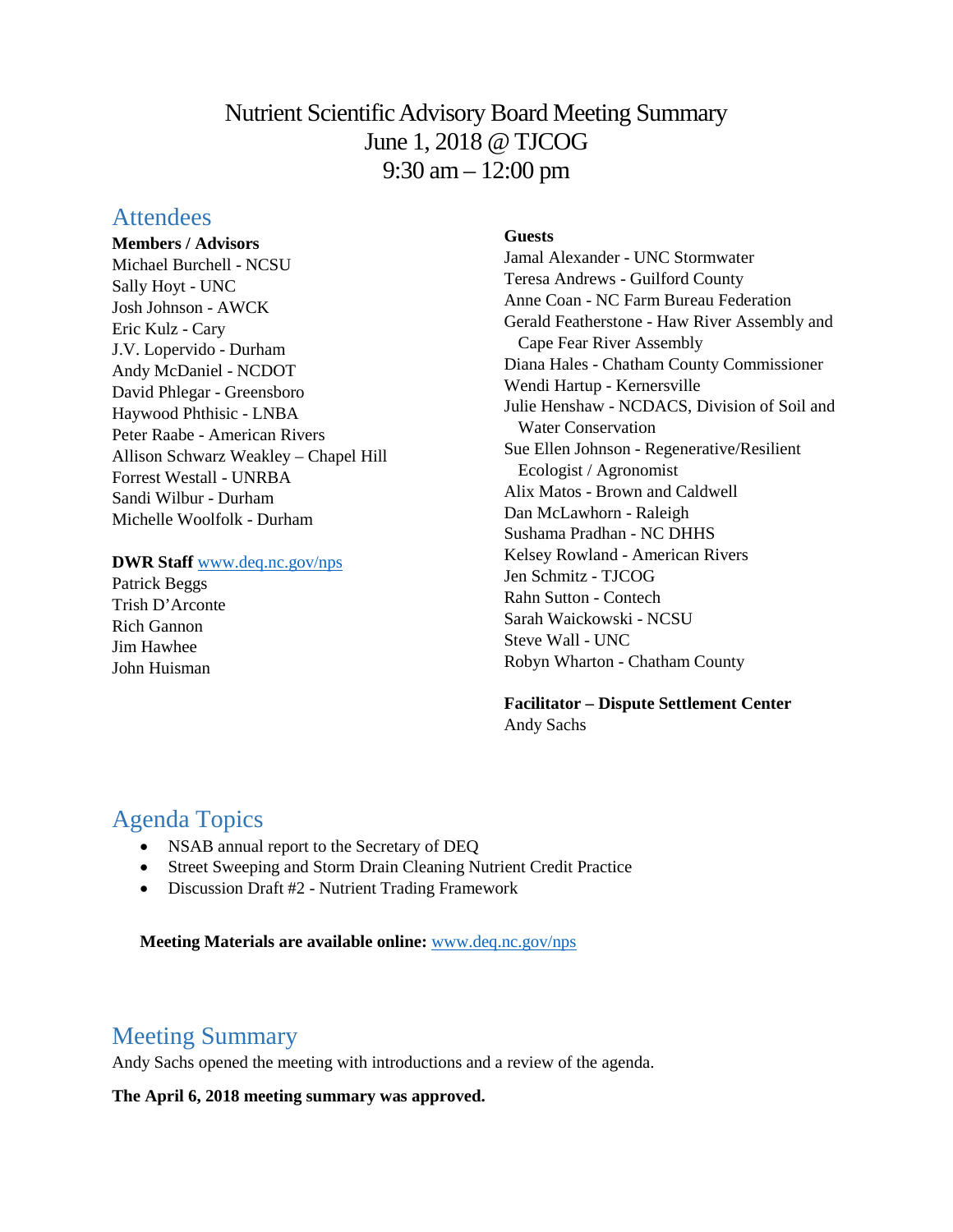# Nutrient Scientific Advisory Board Meeting Summary
June 1, 2018 @ TJCOG
9:30 am – 12:00 pm

## Attendees

**Members / Advisors**
Michael Burchell - NCSU
Sally Hoyt - UNC
Josh Johnson - AWCK
Eric Kulz - Cary
J.V. Lopervido - Durham
Andy McDaniel - NCDOT
David Phlegar - Greensboro
Haywood Phthisic - LNBA
Peter Raabe - American Rivers
Allison Schwarz Weakley – Chapel Hill
Forrest Westall - UNRBA
Sandi Wilbur - Durham
Michelle Woolfolk - Durham

**DWR Staff** www.deq.nc.gov/nps
Patrick Beggs
Trish D'Arconte
Rich Gannon
Jim Hawhee
John Huisman

**Guests**
Jamal Alexander - UNC Stormwater
Teresa Andrews - Guilford County
Anne Coan - NC Farm Bureau Federation
Gerald Featherstone - Haw River Assembly and Cape Fear River Assembly
Diana Hales - Chatham County Commissioner
Wendi Hartup - Kernersville
Julie Henshaw - NCDACS, Division of Soil and Water Conservation
Sue Ellen Johnson - Regenerative/Resilient Ecologist / Agronomist
Alix Matos - Brown and Caldwell
Dan McLawhorn - Raleigh
Sushama Pradhan - NC DHHS
Kelsey Rowland - American Rivers
Jen Schmitz - TJCOG
Rahn Sutton - Contech
Sarah Waickowski - NCSU
Steve Wall - UNC
Robyn Wharton - Chatham County

**Facilitator – Dispute Settlement Center**
Andy Sachs

## Agenda Topics

- NSAB annual report to the Secretary of DEQ
- Street Sweeping and Storm Drain Cleaning Nutrient Credit Practice
- Discussion Draft #2 - Nutrient Trading Framework

**Meeting Materials are available online:** www.deq.nc.gov/nps

## Meeting Summary

Andy Sachs opened the meeting with introductions and a review of the agenda.

**The April 6, 2018 meeting summary was approved.**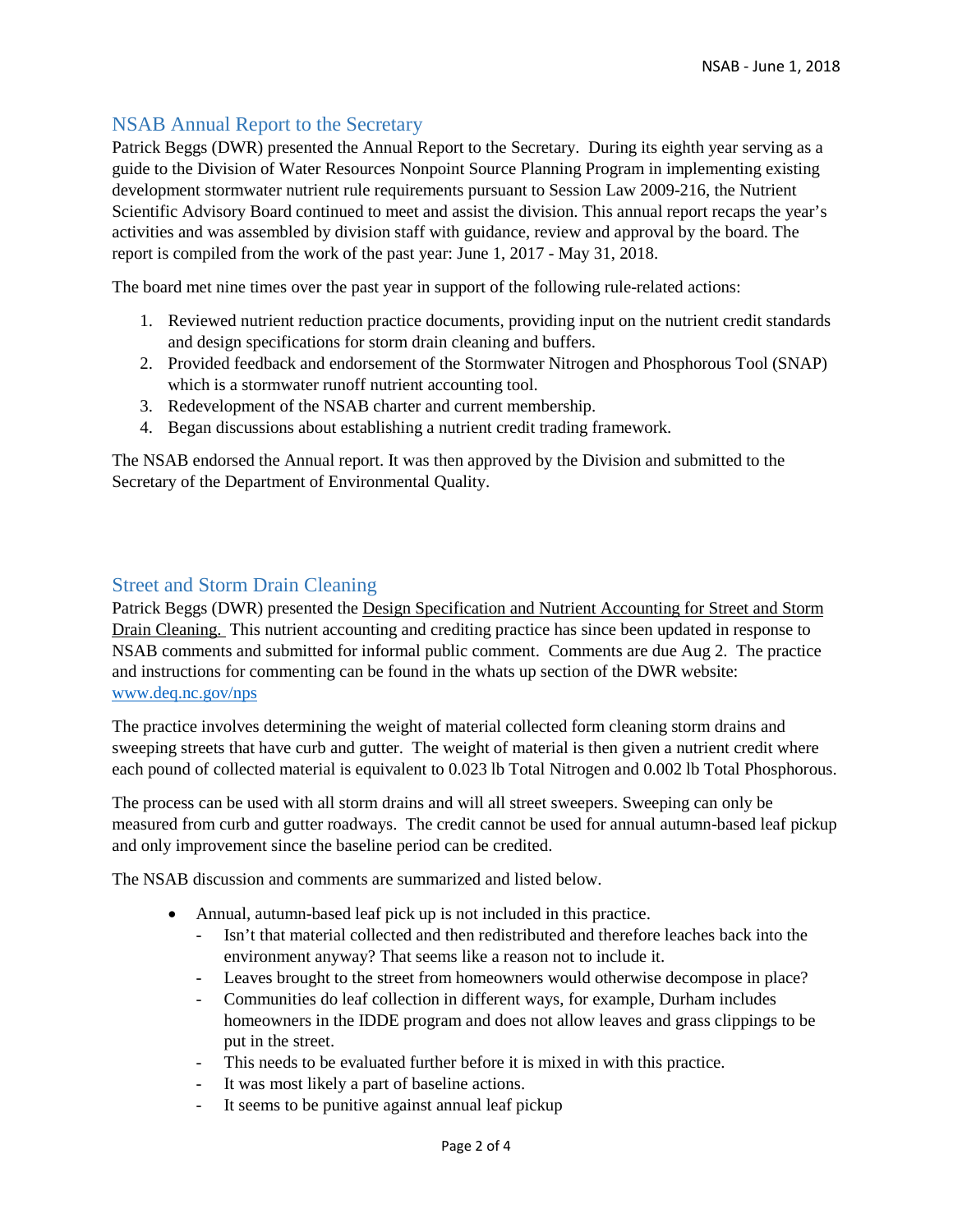## NSAB Annual Report to the Secretary

Patrick Beggs (DWR) presented the Annual Report to the Secretary. During its eighth year serving as a guide to the Division of Water Resources Nonpoint Source Planning Program in implementing existing development stormwater nutrient rule requirements pursuant to Session Law 2009-216, the Nutrient Scientific Advisory Board continued to meet and assist the division. This annual report recaps the year's activities and was assembled by division staff with guidance, review and approval by the board. The report is compiled from the work of the past year: June 1, 2017 - May 31, 2018.

The board met nine times over the past year in support of the following rule-related actions:

1. Reviewed nutrient reduction practice documents, providing input on the nutrient credit standards and design specifications for storm drain cleaning and buffers.
2. Provided feedback and endorsement of the Stormwater Nitrogen and Phosphorous Tool (SNAP) which is a stormwater runoff nutrient accounting tool.
3. Redevelopment of the NSAB charter and current membership.
4. Began discussions about establishing a nutrient credit trading framework.

The NSAB endorsed the Annual report. It was then approved by the Division and submitted to the Secretary of the Department of Environmental Quality.

## Street and Storm Drain Cleaning

Patrick Beggs (DWR) presented the Design Specification and Nutrient Accounting for Street and Storm Drain Cleaning. This nutrient accounting and crediting practice has since been updated in response to NSAB comments and submitted for informal public comment. Comments are due Aug 2. The practice and instructions for commenting can be found in the whats up section of the DWR website: www.deq.nc.gov/nps

The practice involves determining the weight of material collected form cleaning storm drains and sweeping streets that have curb and gutter. The weight of material is then given a nutrient credit where each pound of collected material is equivalent to 0.023 lb Total Nitrogen and 0.002 lb Total Phosphorous.

The process can be used with all storm drains and will all street sweepers. Sweeping can only be measured from curb and gutter roadways. The credit cannot be used for annual autumn-based leaf pickup and only improvement since the baseline period can be credited.

The NSAB discussion and comments are summarized and listed below.

- Annual, autumn-based leaf pick up is not included in this practice.
  - Isn't that material collected and then redistributed and therefore leaches back into the environment anyway? That seems like a reason not to include it.
  - Leaves brought to the street from homeowners would otherwise decompose in place?
  - Communities do leaf collection in different ways, for example, Durham includes homeowners in the IDDE program and does not allow leaves and grass clippings to be put in the street.
  - This needs to be evaluated further before it is mixed in with this practice.
  - It was most likely a part of baseline actions.
  - It seems to be punitive against annual leaf pickup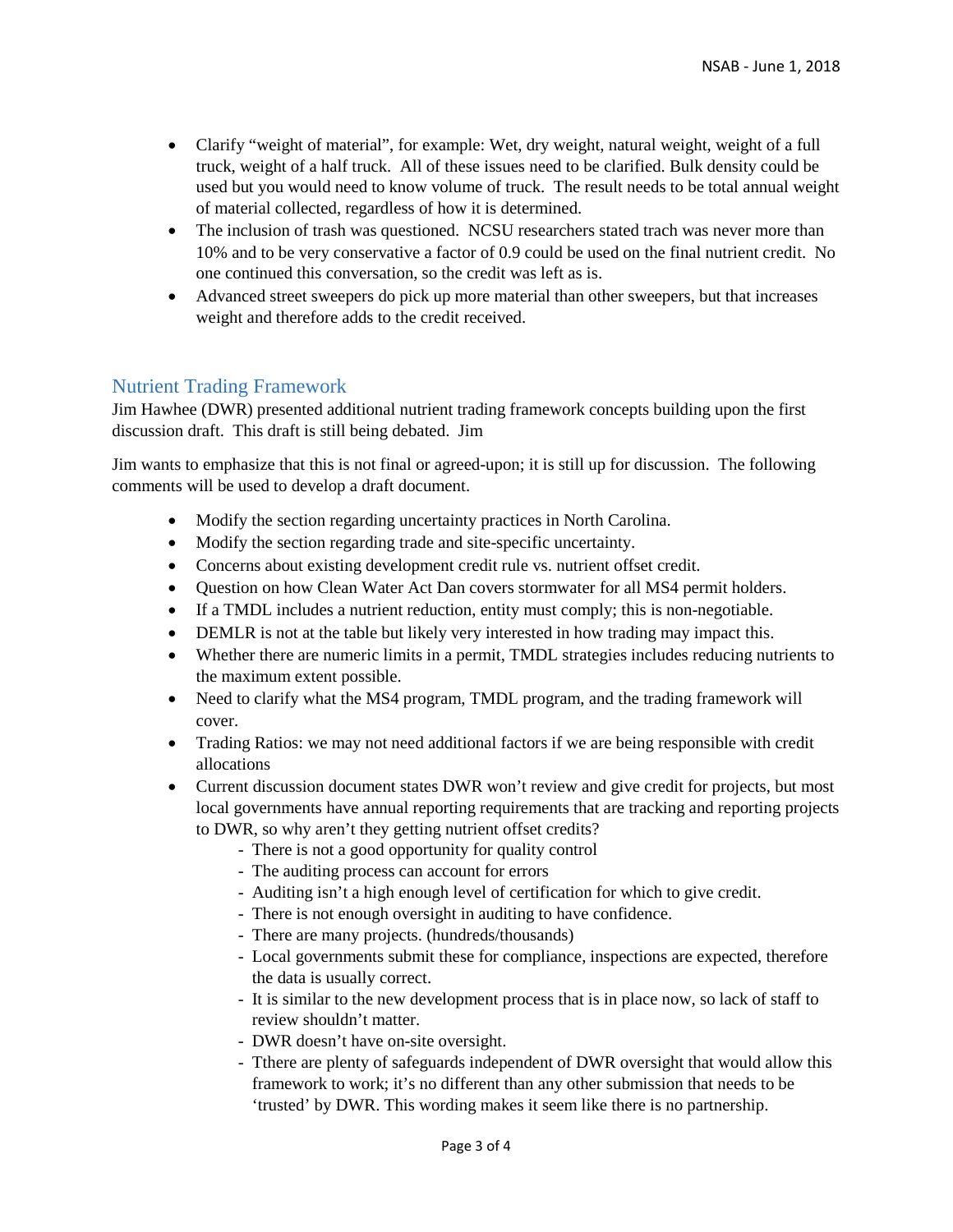- Clarify "weight of material", for example: Wet, dry weight, natural weight, weight of a full truck, weight of a half truck. All of these issues need to be clarified. Bulk density could be used but you would need to know volume of truck. The result needs to be total annual weight of material collected, regardless of how it is determined.
- The inclusion of trash was questioned. NCSU researchers stated trach was never more than 10% and to be very conservative a factor of 0.9 could be used on the final nutrient credit. No one continued this conversation, so the credit was left as is.
- Advanced street sweepers do pick up more material than other sweepers, but that increases weight and therefore adds to the credit received.

## Nutrient Trading Framework

Jim Hawhee (DWR) presented additional nutrient trading framework concepts building upon the first discussion draft. This draft is still being debated. Jim

Jim wants to emphasize that this is not final or agreed-upon; it is still up for discussion. The following comments will be used to develop a draft document.

- Modify the section regarding uncertainty practices in North Carolina.
- Modify the section regarding trade and site-specific uncertainty.
- Concerns about existing development credit rule vs. nutrient offset credit.
- Question on how Clean Water Act Dan covers stormwater for all MS4 permit holders.
- If a TMDL includes a nutrient reduction, entity must comply; this is non-negotiable.
- DEMLR is not at the table but likely very interested in how trading may impact this.
- Whether there are numeric limits in a permit, TMDL strategies includes reducing nutrients to the maximum extent possible.
- Need to clarify what the MS4 program, TMDL program, and the trading framework will cover.
- Trading Ratios: we may not need additional factors if we are being responsible with credit allocations
- Current discussion document states DWR won't review and give credit for projects, but most local governments have annual reporting requirements that are tracking and reporting projects to DWR, so why aren't they getting nutrient offset credits?
  - There is not a good opportunity for quality control
  - The auditing process can account for errors
  - Auditing isn't a high enough level of certification for which to give credit.
  - There is not enough oversight in auditing to have confidence.
  - There are many projects. (hundreds/thousands)
  - Local governments submit these for compliance, inspections are expected, therefore the data is usually correct.
  - It is similar to the new development process that is in place now, so lack of staff to review shouldn't matter.
  - DWR doesn't have on-site oversight.
  - Tthere are plenty of safeguards independent of DWR oversight that would allow this framework to work; it's no different than any other submission that needs to be 'trusted' by DWR. This wording makes it seem like there is no partnership.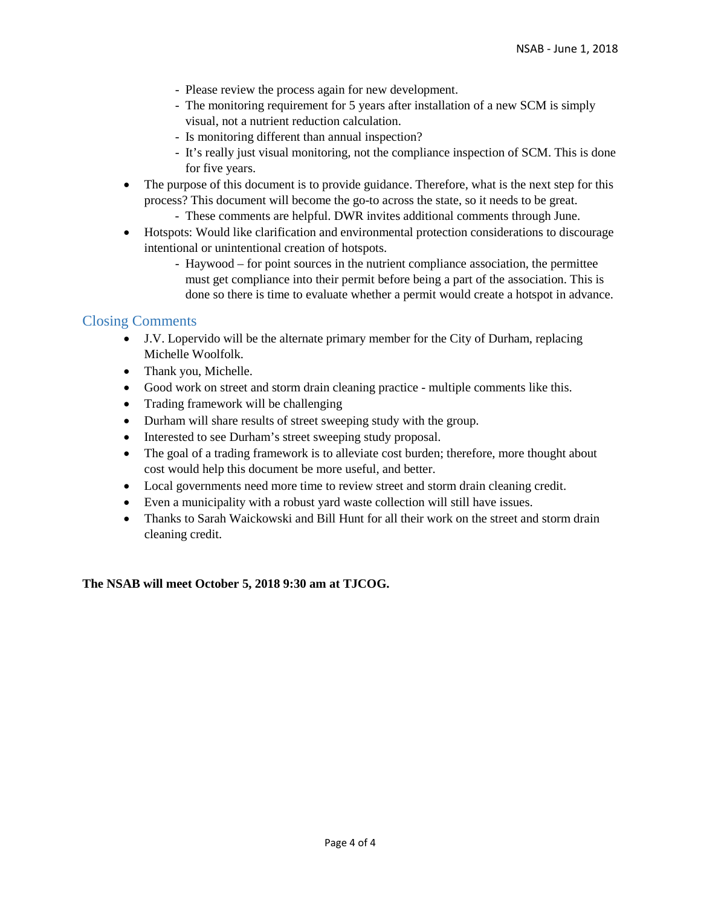- Please review the process again for new development.
  - The monitoring requirement for 5 years after installation of a new SCM is simply visual, not a nutrient reduction calculation.
  - Is monitoring different than annual inspection?
  - It's really just visual monitoring, not the compliance inspection of SCM. This is done for five years.
- The purpose of this document is to provide guidance. Therefore, what is the next step for this process? This document will become the go-to across the state, so it needs to be great.
  - These comments are helpful. DWR invites additional comments through June.
- Hotspots: Would like clarification and environmental protection considerations to discourage intentional or unintentional creation of hotspots.
  - Haywood – for point sources in the nutrient compliance association, the permittee must get compliance into their permit before being a part of the association. This is done so there is time to evaluate whether a permit would create a hotspot in advance.

## Closing Comments

- J.V. Lopervido will be the alternate primary member for the City of Durham, replacing Michelle Woolfolk.
- Thank you, Michelle.
- Good work on street and storm drain cleaning practice - multiple comments like this.
- Trading framework will be challenging
- Durham will share results of street sweeping study with the group.
- Interested to see Durham's street sweeping study proposal.
- The goal of a trading framework is to alleviate cost burden; therefore, more thought about cost would help this document be more useful, and better.
- Local governments need more time to review street and storm drain cleaning credit.
- Even a municipality with a robust yard waste collection will still have issues.
- Thanks to Sarah Waickowski and Bill Hunt for all their work on the street and storm drain cleaning credit.

**The NSAB will meet October 5, 2018 9:30 am at TJCOG.**